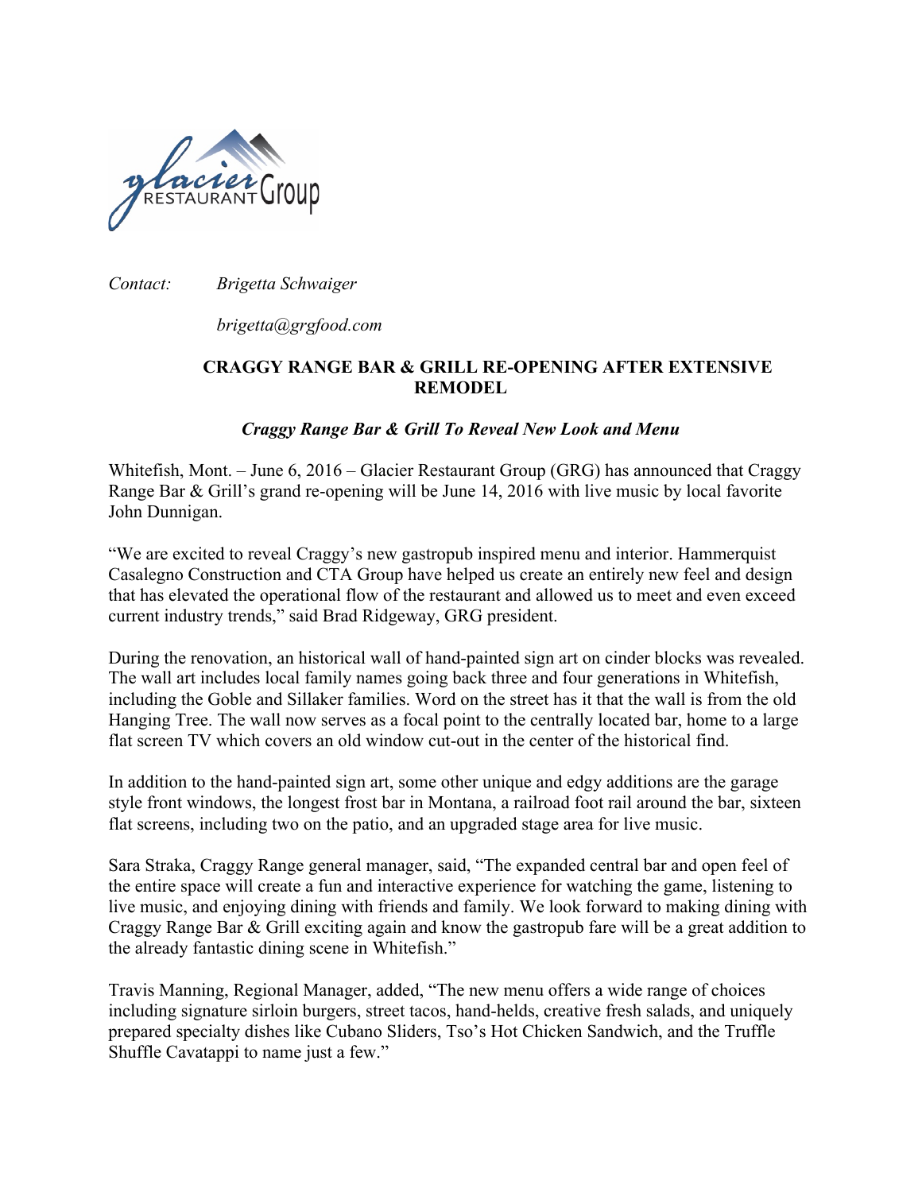*Contact:* *Brigetta Schwaiger*

*brigetta@grgfood.com*

## CRAGGY RANGE BAR & GRILL RE-OPENING AFTER EXTENSIVE REMODEL

***Craggy Range Bar & Grill To Reveal New Look and Menu***

Whitefish, Mont. – June 6, 2016 – Glacier Restaurant Group (GRG) has announced that Craggy Range Bar & Grill's grand re-opening will be June 14, 2016 with live music by local favorite John Dunnigan.

"We are excited to reveal Craggy's new gastropub inspired menu and interior. Hammerquist Casalegno Construction and CTA Group have helped us create an entirely new feel and design that has elevated the operational flow of the restaurant and allowed us to meet and even exceed current industry trends," said Brad Ridgeway, GRG president.

During the renovation, an historical wall of hand-painted sign art on cinder blocks was revealed. The wall art includes local family names going back three and four generations in Whitefish, including the Goble and Sillaker families. Word on the street has it that the wall is from the old Hanging Tree. The wall now serves as a focal point to the centrally located bar, home to a large flat screen TV which covers an old window cut-out in the center of the historical find.

In addition to the hand-painted sign art, some other unique and edgy additions are the garage style front windows, the longest frost bar in Montana, a railroad foot rail around the bar, sixteen flat screens, including two on the patio, and an upgraded stage area for live music.

Sara Straka, Craggy Range general manager, said, "The expanded central bar and open feel of the entire space will create a fun and interactive experience for watching the game, listening to live music, and enjoying dining with friends and family. We look forward to making dining with Craggy Range Bar & Grill exciting again and know the gastropub fare will be a great addition to the already fantastic dining scene in Whitefish."

Travis Manning, Regional Manager, added, "The new menu offers a wide range of choices including signature sirloin burgers, street tacos, hand-helds, creative fresh salads, and uniquely prepared specialty dishes like Cubano Sliders, Tso's Hot Chicken Sandwich, and the Truffle Shuffle Cavatappi to name just a few."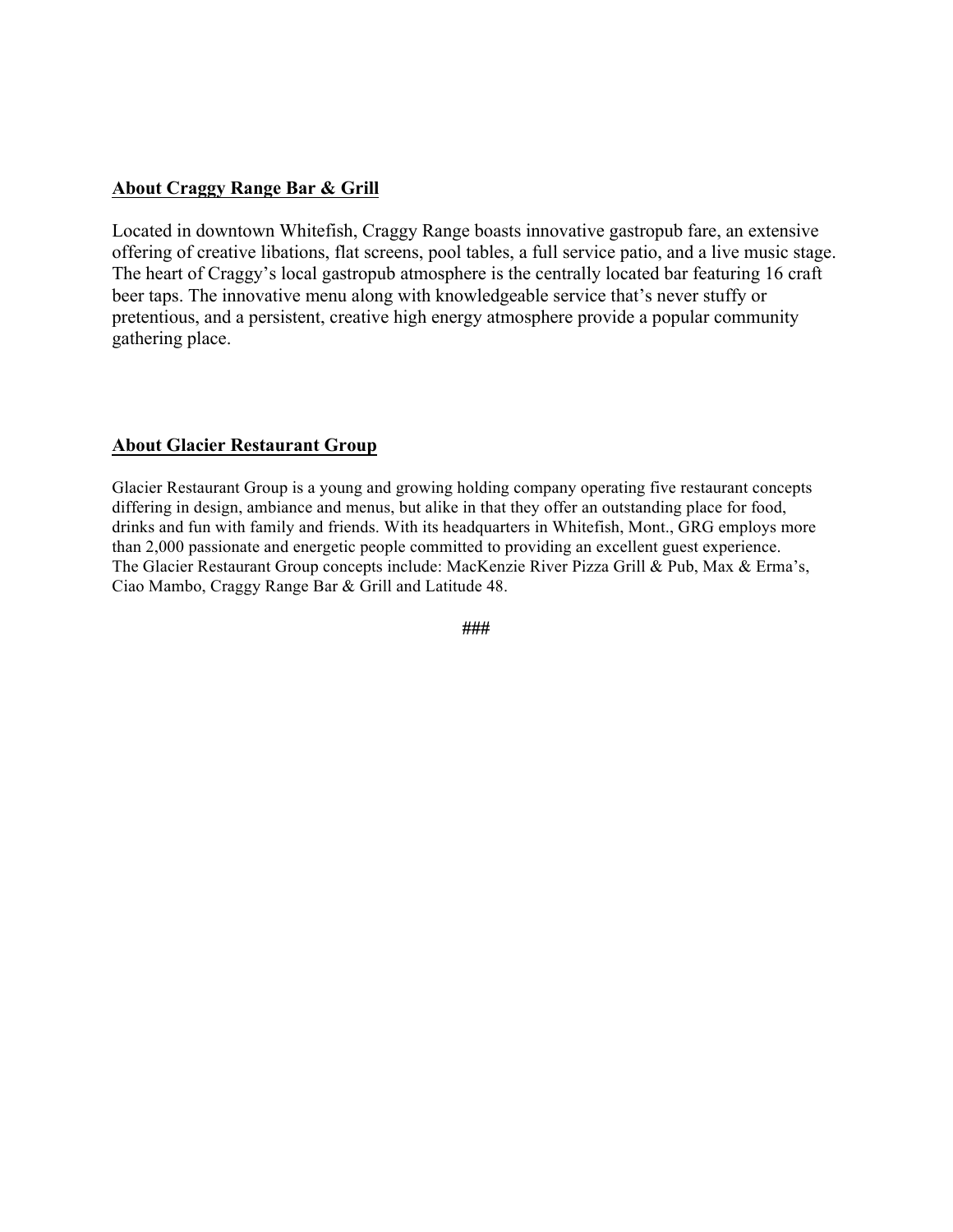**About Craggy Range Bar & Grill**

Located in downtown Whitefish, Craggy Range boasts innovative gastropub fare, an extensive offering of creative libations, flat screens, pool tables, a full service patio, and a live music stage. The heart of Craggy's local gastropub atmosphere is the centrally located bar featuring 16 craft beer taps. The innovative menu along with knowledgeable service that's never stuffy or pretentious, and a persistent, creative high energy atmosphere provide a popular community gathering place.

**About Glacier Restaurant Group**

Glacier Restaurant Group is a young and growing holding company operating five restaurant concepts differing in design, ambiance and menus, but alike in that they offer an outstanding place for food, drinks and fun with family and friends. With its headquarters in Whitefish, Mont., GRG employs more than 2,000 passionate and energetic people committed to providing an excellent guest experience. The Glacier Restaurant Group concepts include: MacKenzie River Pizza Grill & Pub, Max & Erma's, Ciao Mambo, Craggy Range Bar & Grill and Latitude 48.

###